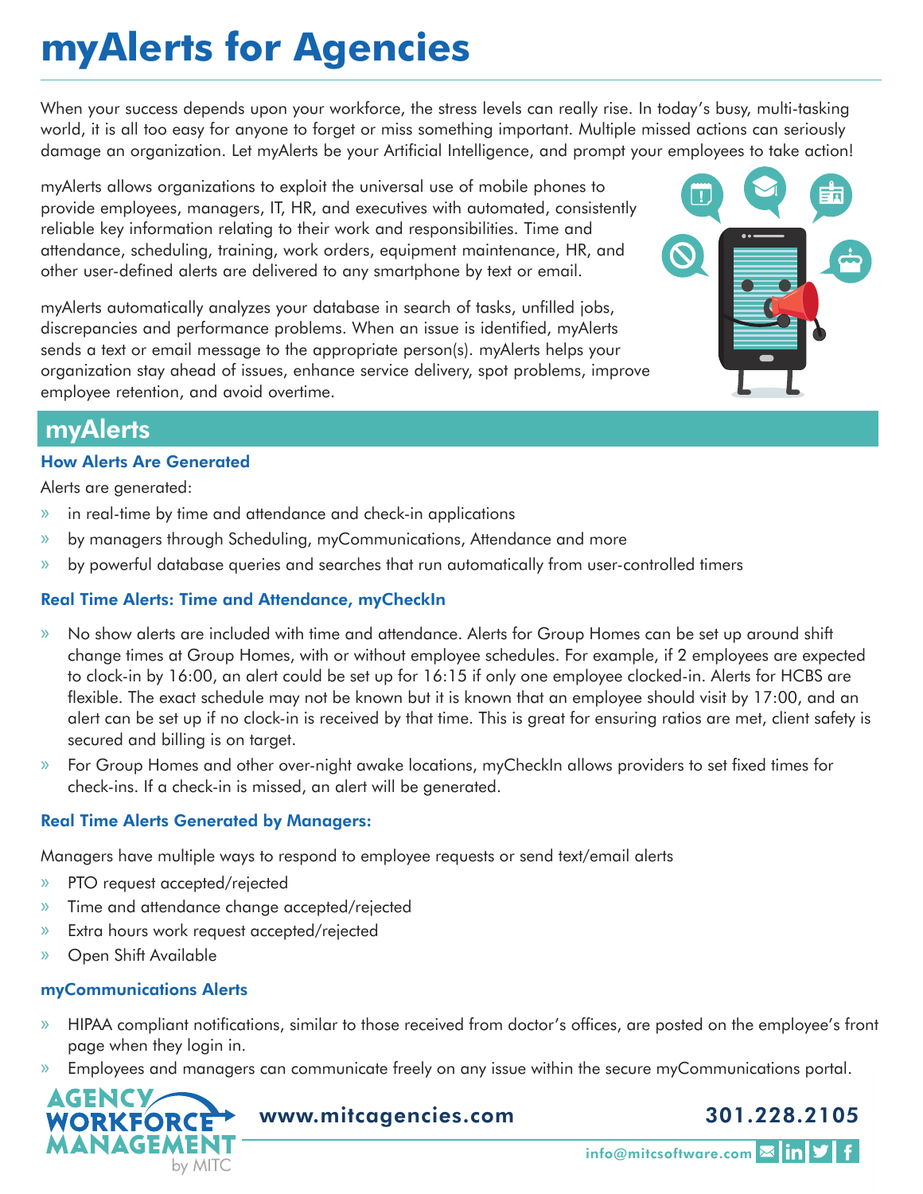# myAlerts for Agencies

When your success depends upon your workforce, the stress levels can really rise. In today's busy, multi-tasking world, it is all too easy for anyone to forget or miss something important. Multiple missed actions can seriously damage an organization. Let myAlerts be your Artificial Intelligence, and prompt your employees to take action!

myAlerts allows organizations to exploit the universal use of mobile phones to provide employees, managers, IT, HR, and executives with automated, consistently reliable key information relating to their work and responsibilities. Time and attendance, scheduling, training, work orders, equipment maintenance, HR, and other user-defined alerts are delivered to any smartphone by text or email.

myAlerts automatically analyzes your database in search of tasks, unfilled jobs, discrepancies and performance problems. When an issue is identified, myAlerts sends a text or email message to the appropriate person(s). myAlerts helps your organization stay ahead of issues, enhance service delivery, spot problems, improve employee retention, and avoid overtime.

## myAlerts

### How Alerts Are Generated

Alerts are generated:

- in real-time by time and attendance and check-in applications
- by managers through Scheduling, myCommunications, Attendance and more
- by powerful database queries and searches that run automatically from user-controlled timers

### Real Time Alerts: Time and Attendance, myCheckIn

- No show alerts are included with time and attendance. Alerts for Group Homes can be set up around shift change times at Group Homes, with or without employee schedules. For example, if 2 employees are expected to clock-in by 16:00, an alert could be set up for 16:15 if only one employee clocked-in. Alerts for HCBS are flexible. The exact schedule may not be known but it is known that an employee should visit by 17:00, and an alert can be set up if no clock-in is received by that time. This is great for ensuring ratios are met, client safety is secured and billing is on target.
- For Group Homes and other over-night awake locations, myCheckIn allows providers to set fixed times for check-ins. If a check-in is missed, an alert will be generated.

### Real Time Alerts Generated by Managers:

Managers have multiple ways to respond to employee requests or send text/email alerts

- PTO request accepted/rejected
- Time and attendance change accepted/rejected
- Extra hours work request accepted/rejected
- Open Shift Available

### myCommunications Alerts

- HIPAA compliant notifications, similar to those received from doctor's offices, are posted on the employee's front page when they login in.
- Employees and managers can communicate freely on any issue within the secure myCommunications portal.

AGENCY WORKFORCE MANAGEMENT by MITC

www.mitcagencies.com

301.228.2105

info@mitcsoftware.com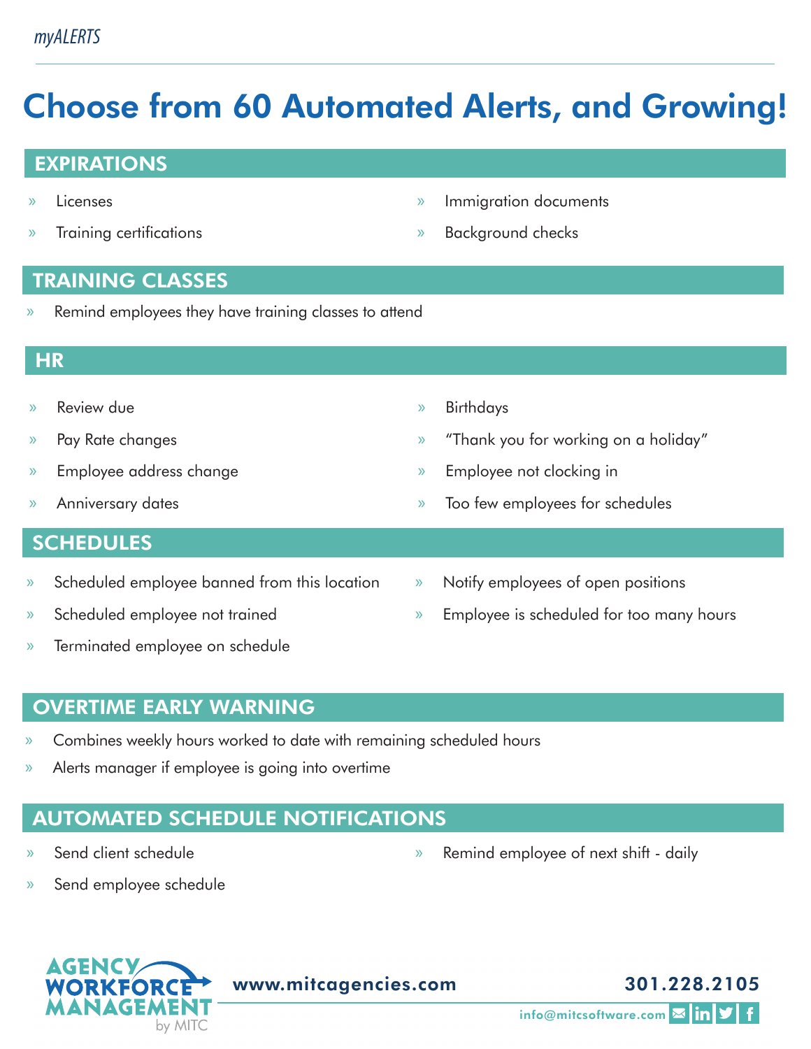# Choose from 60 Automated Alerts, and Growing!

## EXPIRATIONS

- Licenses
- Training certifications
- Immigration documents
- Background checks

## TRAINING CLASSES

- Remind employees they have training classes to attend

## HR

- Review due
- Pay Rate changes
- Employee address change
- Anniversary dates
- Birthdays
- "Thank you for working on a holiday"
- Employee not clocking in
- Too few employees for schedules

## SCHEDULES

- Scheduled employee banned from this location
- Scheduled employee not trained
- Terminated employee on schedule
- Notify employees of open positions
- Employee is scheduled for too many hours

## OVERTIME EARLY WARNING

- Combines weekly hours worked to date with remaining scheduled hours
- Alerts manager if employee is going into overtime

## AUTOMATED SCHEDULE NOTIFICATIONS

- Send client schedule
- Send employee schedule
- Remind employee of next shift - daily

AGENCY WORKFORCE MANAGEMENT by MITC

www.mitcagencies.com

301.228.2105

info@mitcsoftware.com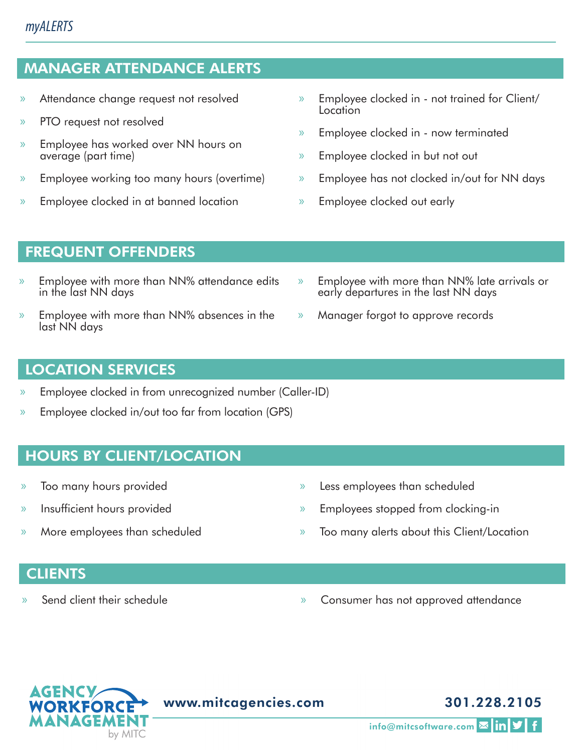## MANAGER ATTENDANCE ALERTS

- Attendance change request not resolved
- PTO request not resolved
- Employee has worked over NN hours on average (part time)
- Employee working too many hours (overtime)
- Employee clocked in at banned location
- Employee clocked in - not trained for Client/ Location
- Employee clocked in - now terminated
- Employee clocked in but not out
- Employee has not clocked in/out for NN days
- Employee clocked out early

## FREQUENT OFFENDERS

- Employee with more than NN% attendance edits in the last NN days
- Employee with more than NN% absences in the last NN days
- Employee with more than NN% late arrivals or early departures in the last NN days
- Manager forgot to approve records

## LOCATION SERVICES

- Employee clocked in from unrecognized number (Caller-ID)
- Employee clocked in/out too far from location (GPS)

## HOURS BY CLIENT/LOCATION

- Too many hours provided
- Insufficient hours provided
- More employees than scheduled
- Less employees than scheduled
- Employees stopped from clocking-in
- Too many alerts about this Client/Location

## CLIENTS

- Send client their schedule
- Consumer has not approved attendance

AGENCY WORKFORCE MANAGEMENT by MITC

www.mitcagencies.com 301.228.2105

info@mitcsoftware.com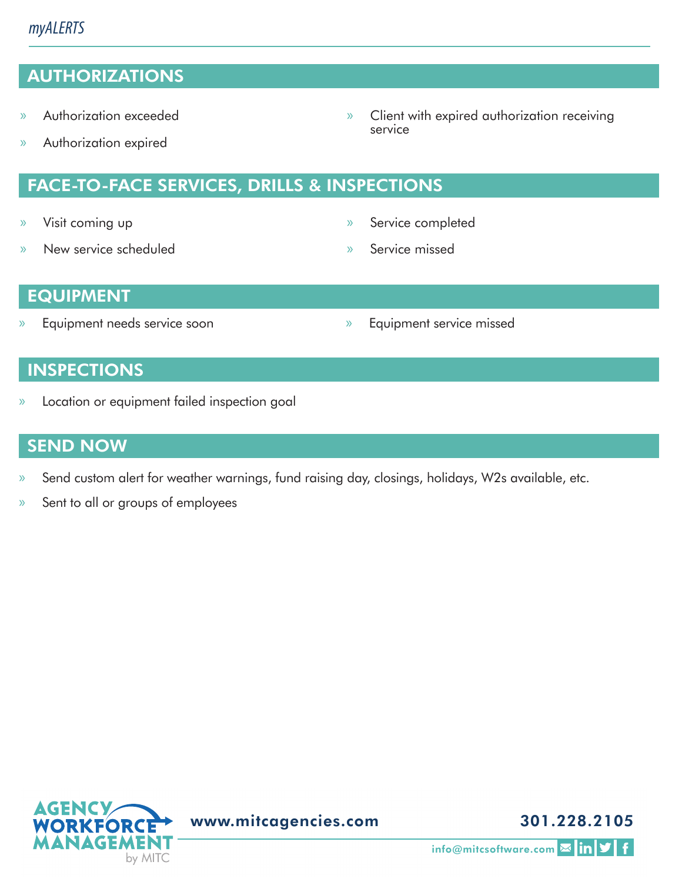## AUTHORIZATIONS

- Authorization exceeded
- Authorization expired
- Client with expired authorization receiving service

## FACE-TO-FACE SERVICES, DRILLS & INSPECTIONS

- Visit coming up
- New service scheduled
- Service completed
- Service missed

## EQUIPMENT

- Equipment needs service soon
- Equipment service missed

## INSPECTIONS

- Location or equipment failed inspection goal

## SEND NOW

- Send custom alert for weather warnings, fund raising day, closings, holidays, W2s available, etc.
- Sent to all or groups of employees

AGENCY WORKFORCE MANAGEMENT by MITC

www.mitcagencies.com

301.228.2105

info@mitcsoftware.com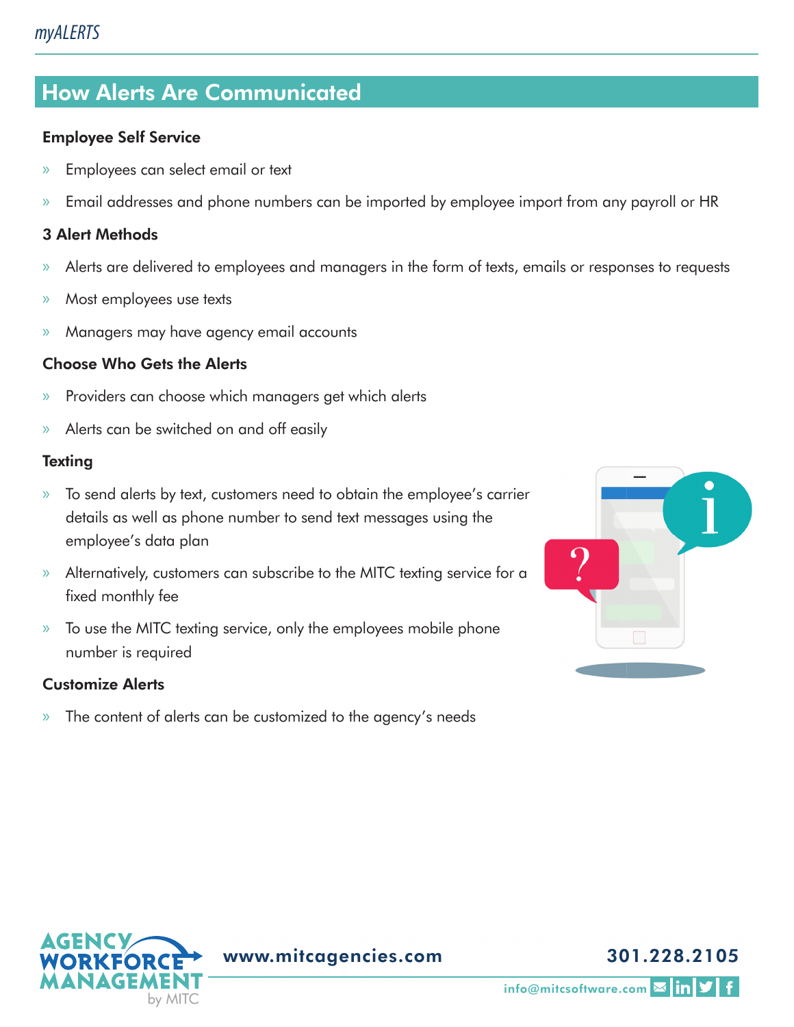## How Alerts Are Communicated

**Employee Self Service**

- Employees can select email or text
- Email addresses and phone numbers can be imported by employee import from any payroll or HR

**3 Alert Methods**

- Alerts are delivered to employees and managers in the form of texts, emails or responses to requests
- Most employees use texts
- Managers may have agency email accounts

**Choose Who Gets the Alerts**

- Providers can choose which managers get which alerts
- Alerts can be switched on and off easily

**Texting**

- To send alerts by text, customers need to obtain the employee's carrier details as well as phone number to send text messages using the employee's data plan
- Alternatively, customers can subscribe to the MITC texting service for a fixed monthly fee
- To use the MITC texting service, only the employees mobile phone number is required

**Customize Alerts**

- The content of alerts can be customized to the agency's needs

AGENCY WORKFORCE MANAGEMENT by MITC

www.mitcagencies.com

301.228.2105

info@mitcsoftware.com